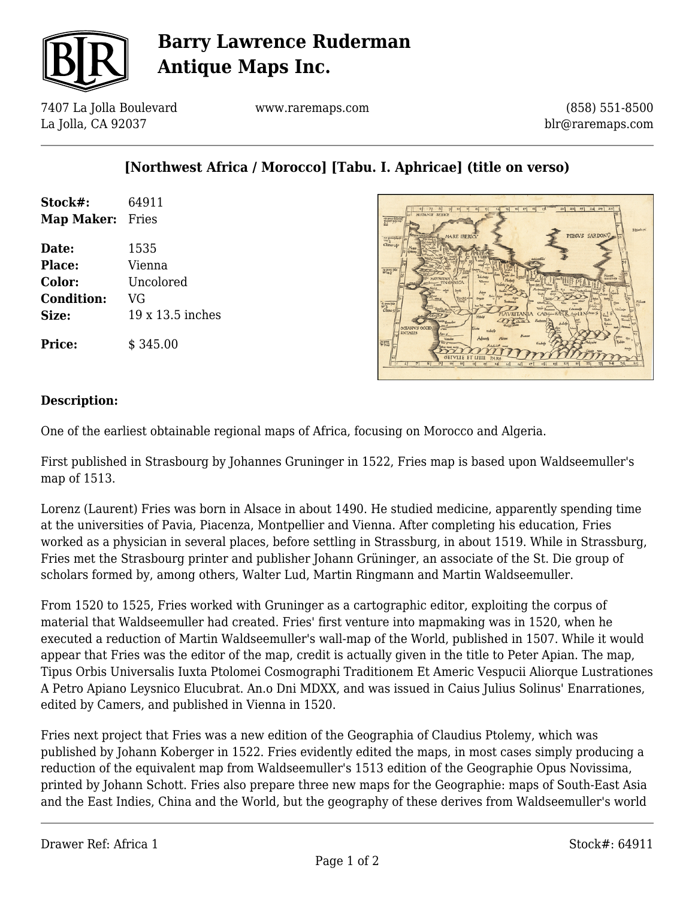# Barry Lawrence Ruderman Antique Maps Inc.

7407 La Jolla Boulevard
La Jolla, CA 92037

www.raremaps.com

(858) 551-8500
blr@raremaps.com

## [Northwest Africa / Morocco] [Tabu. I. Aphricae] (title on verso)

| | |
|---|---|
| **Stock#:** | 64911 |
| **Map Maker:** | Fries |
| **Date:** | 1535 |
| **Place:** | Vienna |
| **Color:** | Uncolored |
| **Condition:** | VG |
| **Size:** | 19 x 13.5 inches |
| **Price:** | $ 345.00 |

### Description:

One of the earliest obtainable regional maps of Africa, focusing on Morocco and Algeria.

First published in Strasbourg by Johannes Gruninger in 1522, Fries map is based upon Waldseemuller's map of 1513.

Lorenz (Laurent) Fries was born in Alsace in about 1490. He studied medicine, apparently spending time at the universities of Pavia, Piacenza, Montpellier and Vienna. After completing his education, Fries worked as a physician in several places, before settling in Strassburg, in about 1519. While in Strassburg, Fries met the Strasbourg printer and publisher Johann Grüninger, an associate of the St. Die group of scholars formed by, among others, Walter Lud, Martin Ringmann and Martin Waldseemuller.

From 1520 to 1525, Fries worked with Gruninger as a cartographic editor, exploiting the corpus of material that Waldseemuller had created. Fries' first venture into mapmaking was in 1520, when he executed a reduction of Martin Waldseemuller's wall-map of the World, published in 1507. While it would appear that Fries was the editor of the map, credit is actually given in the title to Peter Apian. The map, Tipus Orbis Universalis Iuxta Ptolomei Cosmographi Traditionem Et Americ Vespucii Aliorque Lustrationes A Petro Apiano Leysnico Elucubrat. An.o Dni MDXX, and was issued in Caius Julius Solinus' Enarrationes, edited by Camers, and published in Vienna in 1520.

Fries next project that Fries was a new edition of the Geographia of Claudius Ptolemy, which was published by Johann Koberger in 1522. Fries evidently edited the maps, in most cases simply producing a reduction of the equivalent map from Waldseemuller's 1513 edition of the Geographie Opus Novissima, printed by Johann Schott. Fries also prepare three new maps for the Geographie: maps of South-East Asia and the East Indies, China and the World, but the geography of these derives from Waldseemuller's world

Drawer Ref: Africa 1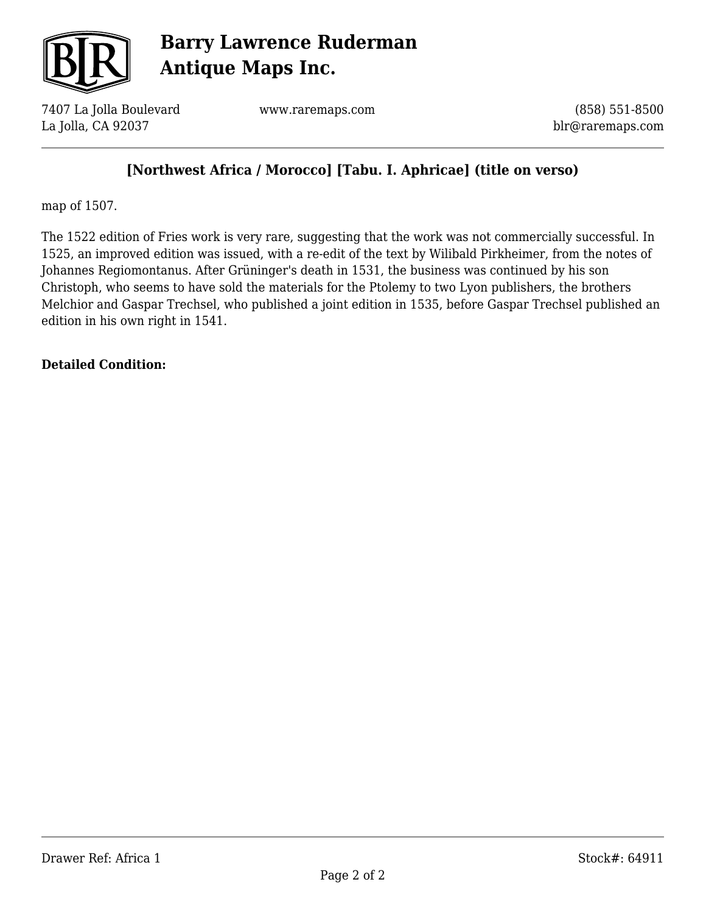map of 1507.

The 1522 edition of Fries work is very rare, suggesting that the work was not commercially successful. In 1525, an improved edition was issued, with a re-edit of the text by Wilibald Pirkheimer, from the notes of Johannes Regiomontanus. After Grüninger's death in 1531, the business was continued by his son Christoph, who seems to have sold the materials for the Ptolemy to two Lyon publishers, the brothers Melchior and Gaspar Trechsel, who published a joint edition in 1535, before Gaspar Trechsel published an edition in his own right in 1541.

**Detailed Condition:**